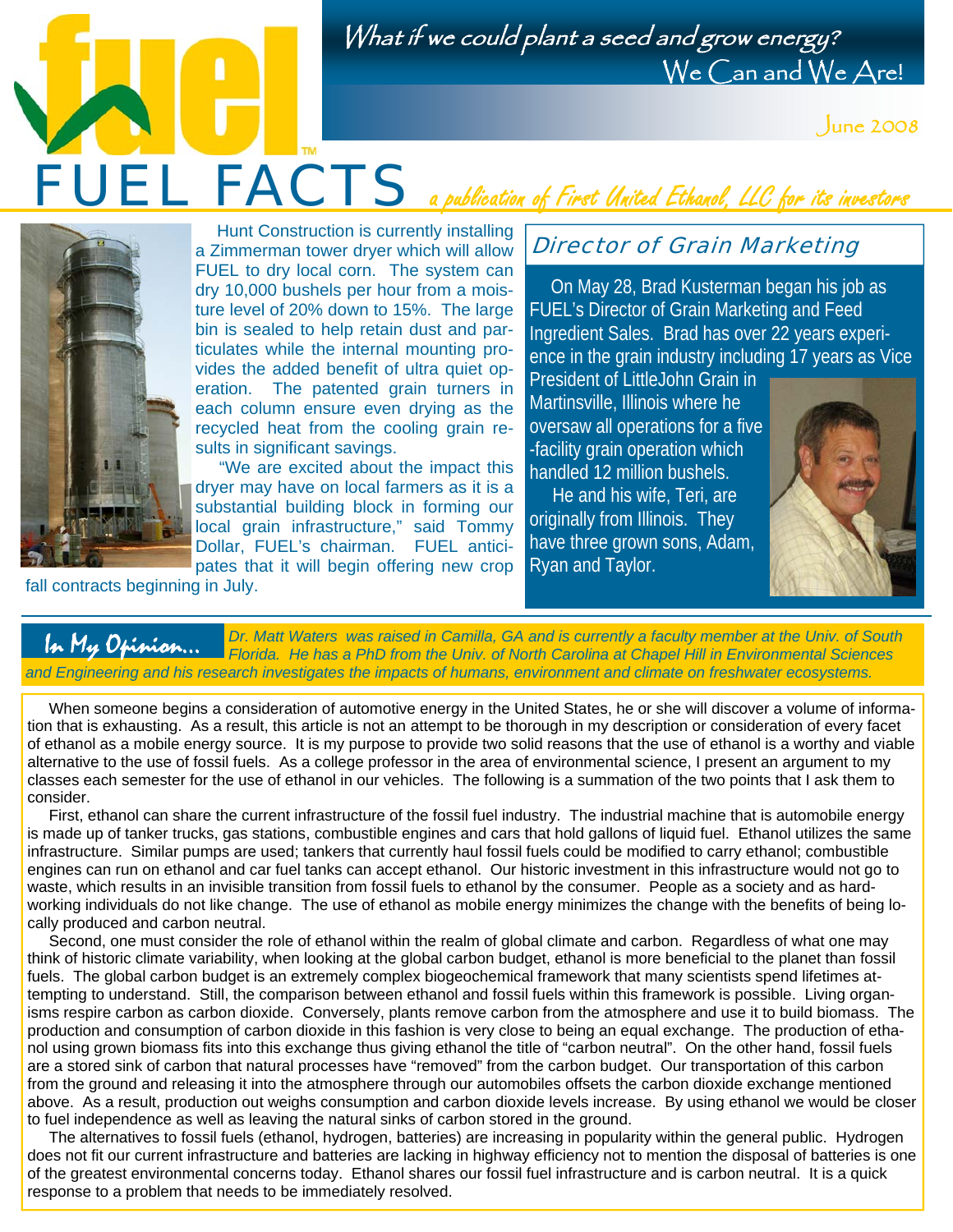What if we could plant a seed and grow energy?
We Can and We Are!

June 2008

# FUEL FACTS

*a publication of First United Ethanol, LLC for its investors*

Hunt Construction is currently installing a Zimmerman tower dryer which will allow FUEL to dry local corn. The system can dry 10,000 bushels per hour from a moisture level of 20% down to 15%. The large bin is sealed to help retain dust and particulates while the internal mounting provides the added benefit of ultra quiet operation. The patented grain turners in each column ensure even drying as the recycled heat from the cooling grain results in significant savings.

"We are excited about the impact this dryer may have on local farmers as it is a substantial building block in forming our local grain infrastructure," said Tommy Dollar, FUEL's chairman. FUEL anticipates that it will begin offering new crop fall contracts beginning in July.

## Director of Grain Marketing

On May 28, Brad Kusterman began his job as FUEL's Director of Grain Marketing and Feed Ingredient Sales. Brad has over 22 years experience in the grain industry including 17 years as Vice President of LittleJohn Grain in Martinsville, Illinois where he oversaw all operations for a five-facility grain operation which handled 12 million bushels.

He and his wife, Teri, are originally from Illinois. They have three grown sons, Adam, Ryan and Taylor.

## In My Opinion...

*Dr. Matt Waters was raised in Camilla, GA and is currently a faculty member at the Univ. of South Florida. He has a PhD from the Univ. of North Carolina at Chapel Hill in Environmental Sciences and Engineering and his research investigates the impacts of humans, environment and climate on freshwater ecosystems.*

When someone begins a consideration of automotive energy in the United States, he or she will discover a volume of information that is exhausting. As a result, this article is not an attempt to be thorough in my description or consideration of every facet of ethanol as a mobile energy source. It is my purpose to provide two solid reasons that the use of ethanol is a worthy and viable alternative to the use of fossil fuels. As a college professor in the area of environmental science, I present an argument to my classes each semester for the use of ethanol in our vehicles. The following is a summation of the two points that I ask them to consider.

First, ethanol can share the current infrastructure of the fossil fuel industry. The industrial machine that is automobile energy is made up of tanker trucks, gas stations, combustible engines and cars that hold gallons of liquid fuel. Ethanol utilizes the same infrastructure. Similar pumps are used; tankers that currently haul fossil fuels could be modified to carry ethanol; combustible engines can run on ethanol and car fuel tanks can accept ethanol. Our historic investment in this infrastructure would not go to waste, which results in an invisible transition from fossil fuels to ethanol by the consumer. People as a society and as hard-working individuals do not like change. The use of ethanol as mobile energy minimizes the change with the benefits of being locally produced and carbon neutral.

Second, one must consider the role of ethanol within the realm of global climate and carbon. Regardless of what one may think of historic climate variability, when looking at the global carbon budget, ethanol is more beneficial to the planet than fossil fuels. The global carbon budget is an extremely complex biogeochemical framework that many scientists spend lifetimes attempting to understand. Still, the comparison between ethanol and fossil fuels within this framework is possible. Living organisms respire carbon as carbon dioxide. Conversely, plants remove carbon from the atmosphere and use it to build biomass. The production and consumption of carbon dioxide in this fashion is very close to being an equal exchange. The production of ethanol using grown biomass fits into this exchange thus giving ethanol the title of "carbon neutral". On the other hand, fossil fuels are a stored sink of carbon that natural processes have "removed" from the carbon budget. Our transportation of this carbon from the ground and releasing it into the atmosphere through our automobiles offsets the carbon dioxide exchange mentioned above. As a result, production out weighs consumption and carbon dioxide levels increase. By using ethanol we would be closer to fuel independence as well as leaving the natural sinks of carbon stored in the ground.

The alternatives to fossil fuels (ethanol, hydrogen, batteries) are increasing in popularity within the general public. Hydrogen does not fit our current infrastructure and batteries are lacking in highway efficiency not to mention the disposal of batteries is one of the greatest environmental concerns today. Ethanol shares our fossil fuel infrastructure and is carbon neutral. It is a quick response to a problem that needs to be immediately resolved.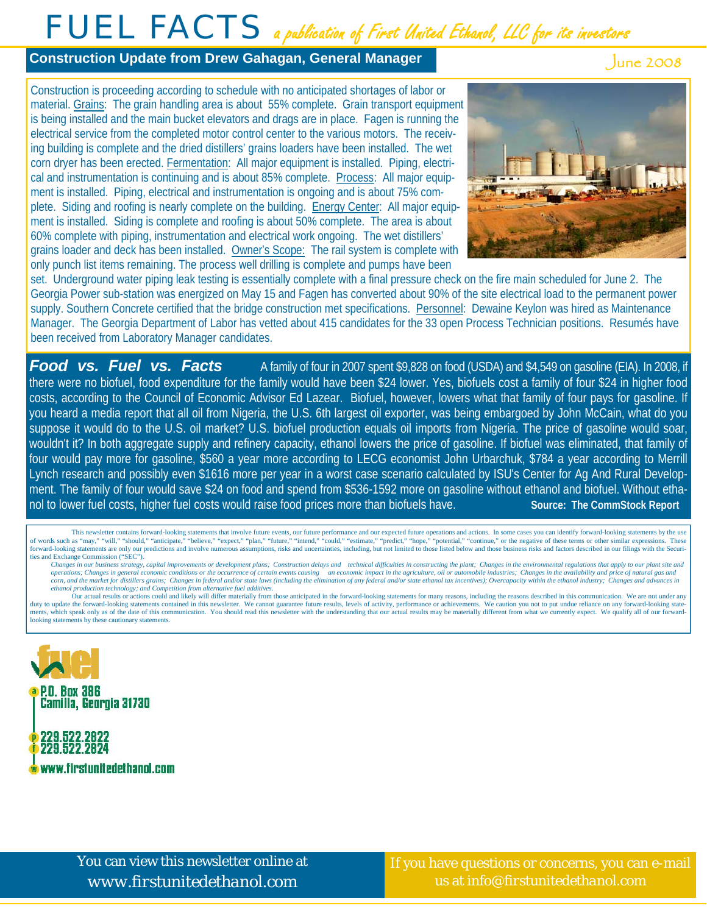# FUEL FACTS *a publication of First United Ethanol, LLC for its investors*

## Construction Update from Drew Gahagan, General Manager

June 2008

Construction is proceeding according to schedule with no anticipated shortages of labor or material. Grains: The grain handling area is about 55% complete. Grain transport equipment is being installed and the main bucket elevators and drags are in place. Fagen is running the electrical service from the completed motor control center to the various motors. The receiving building is complete and the dried distillers' grains loaders have been installed. The wet corn dryer has been erected. Fermentation: All major equipment is installed. Piping, electrical and instrumentation is continuing and is about 85% complete. Process: All major equipment is installed. Piping, electrical and instrumentation is ongoing and is about 75% complete. Siding and roofing is nearly complete on the building. Energy Center: All major equipment is installed. Siding is complete and roofing is about 50% complete. The area is about 60% complete with piping, instrumentation and electrical work ongoing. The wet distillers' grains loader and deck has been installed. Owner's Scope: The rail system is complete with only punch list items remaining. The process well drilling is complete and pumps have been set. Underground water piping leak testing is essentially complete with a final pressure check on the fire main scheduled for June 2. The Georgia Power sub-station was energized on May 15 and Fagen has converted about 90% of the site electrical load to the permanent power supply. Southern Concrete certified that the bridge construction met specifications. Personnel: Dewaine Keylon was hired as Maintenance Manager. The Georgia Department of Labor has vetted about 415 candidates for the 33 open Process Technician positions. Resumés have been received from Laboratory Manager candidates.

## *Food vs. Fuel vs. Facts*

A family of four in 2007 spent $9,828 on food (USDA) and $4,549 on gasoline (EIA). In 2008, if there were no biofuel, food expenditure for the family would have been $24 lower. Yes, biofuels cost a family of four $24 in higher food costs, according to the Council of Economic Advisor Ed Lazear. Biofuel, however, lowers what that family of four pays for gasoline. If you heard a media report that all oil from Nigeria, the U.S. 6th largest oil exporter, was being embargoed by John McCain, what do you suppose it would do to the U.S. oil market? U.S. biofuel production equals oil imports from Nigeria. The price of gasoline would soar, wouldn't it? In both aggregate supply and refinery capacity, ethanol lowers the price of gasoline. If biofuel was eliminated, that family of four would pay more for gasoline, $560 a year more according to LECG economist John Urbarchuk, $784 a year according to Merrill Lynch research and possibly even $1616 more per year in a worst case scenario calculated by ISU's Center for Ag And Rural Development. The family of four would save $24 on food and spend from $536-1592 more on gasoline without ethanol and biofuel. Without ethanol to lower fuel costs, higher fuel costs would raise food prices more than biofuels have. **Source: The CommStock Report**

This newsletter contains forward-looking statements that involve future events, our future performance and our expected future operations and actions. In some cases you can identify forward-looking statements by the use of words such as "may," "will," "should," "anticipate," "believe," "expect," "plan," "future," "intend," "could," "estimate," "predict," "hope," "potential," "continue," or the negative of these terms or other similar expressions. These forward-looking statements are only our predictions and involve numerous assumptions, risks and uncertainties, including, but not limited to those listed below and those business risks and factors described in our filings with the Securities and Exchange Commission ("SEC").

*Changes in our business strategy, capital improvements or development plans; Construction delays and technical difficulties in constructing the plant; Changes in the environmental regulations that apply to our plant site and operations; Changes in general economic conditions or the occurrence of certain events causing an economic impact in the agriculture, oil or automobile industries; Changes in the availability and price of natural gas and corn, and the market for distillers grains; Changes in federal and/or state laws (including the elimination of any federal and/or state ethanol tax incentives); Overcapacity within the ethanol industry; Changes and advances in ethanol production technology; and Competition from alternative fuel additives.*

Our actual results or actions could and likely will differ materially from those anticipated in the forward-looking statements for many reasons, including the reasons described in this communication. We are not under any duty to update the forward-looking statements contained in this newsletter. We cannot guarantee future results, levels of activity, performance or achievements. We caution you not to put undue reliance on any forward-looking statements, which speak only as of the date of this communication. You should read this newsletter with the understanding that our actual results may be materially different from what we currently expect. We qualify all of our forward-looking statements by these cautionary statements.

fuel

a P.O. Box 386
Camilla, Georgia 31730

p 229.522.2822
f 229.522.2824

w www.firstunitedethanol.com

You can view this newsletter online at www.firstunitedethanol.com

If you have questions or concerns, you can e-mail us at info@firstunitedethanol.com